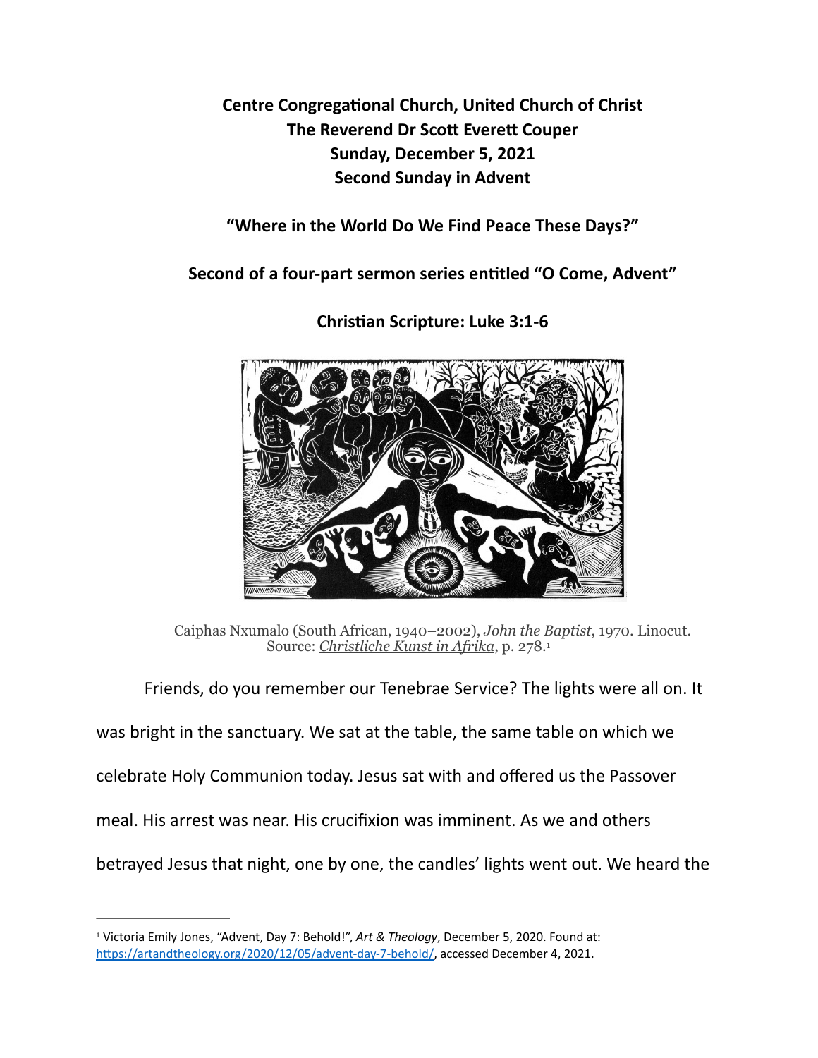**Centre Congregational Church, United Church of Christ**
**The Reverend Dr Scott Everett Couper**
**Sunday, December 5, 2021**
**Second Sunday in Advent**

**"Where in the World Do We Find Peace These Days?"**

**Second of a four-part sermon series entitled "O Come, Advent"**

**Christian Scripture: Luke 3:1-6**

Caiphas Nxumalo (South African, 1940–2002), *John the Baptist*, 1970. Linocut. Source: Christliche Kunst in Afrika, p. 278.[1]

Friends, do you remember our Tenebrae Service? The lights were all on. It was bright in the sanctuary. We sat at the table, the same table on which we celebrate Holy Communion today. Jesus sat with and offered us the Passover meal. His arrest was near. His crucifixion was imminent. As we and others betrayed Jesus that night, one by one, the candles' lights went out. We heard the

---

[1] Victoria Emily Jones, "Advent, Day 7: Behold!", *Art & Theology*, December 5, 2020. Found at: https://artandtheology.org/2020/12/05/advent-day-7-behold/, accessed December 4, 2021.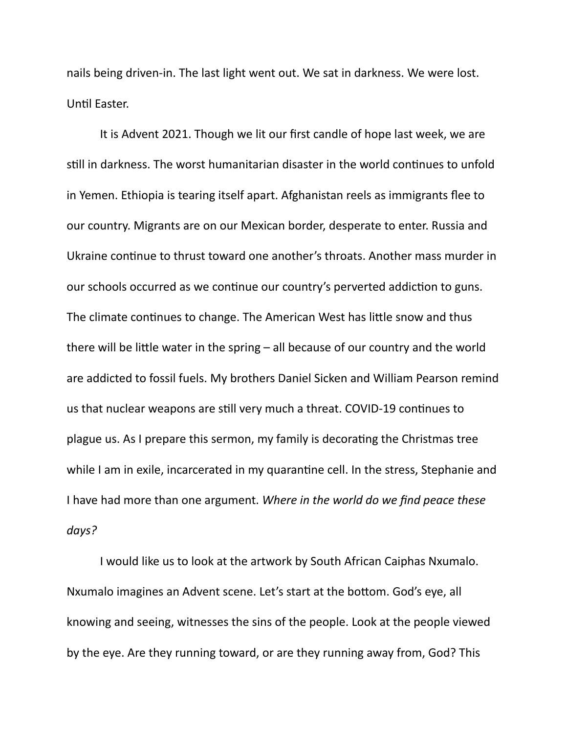nails being driven-in. The last light went out. We sat in darkness. We were lost. Until Easter.

It is Advent 2021. Though we lit our first candle of hope last week, we are still in darkness. The worst humanitarian disaster in the world continues to unfold in Yemen. Ethiopia is tearing itself apart. Afghanistan reels as immigrants flee to our country. Migrants are on our Mexican border, desperate to enter. Russia and Ukraine continue to thrust toward one another's throats. Another mass murder in our schools occurred as we continue our country's perverted addiction to guns. The climate continues to change. The American West has little snow and thus there will be little water in the spring – all because of our country and the world are addicted to fossil fuels. My brothers Daniel Sicken and William Pearson remind us that nuclear weapons are still very much a threat. COVID-19 continues to plague us. As I prepare this sermon, my family is decorating the Christmas tree while I am in exile, incarcerated in my quarantine cell. In the stress, Stephanie and I have had more than one argument. *Where in the world do we find peace these days?*

I would like us to look at the artwork by South African Caiphas Nxumalo. Nxumalo imagines an Advent scene. Let's start at the bottom. God's eye, all knowing and seeing, witnesses the sins of the people. Look at the people viewed by the eye. Are they running toward, or are they running away from, God? This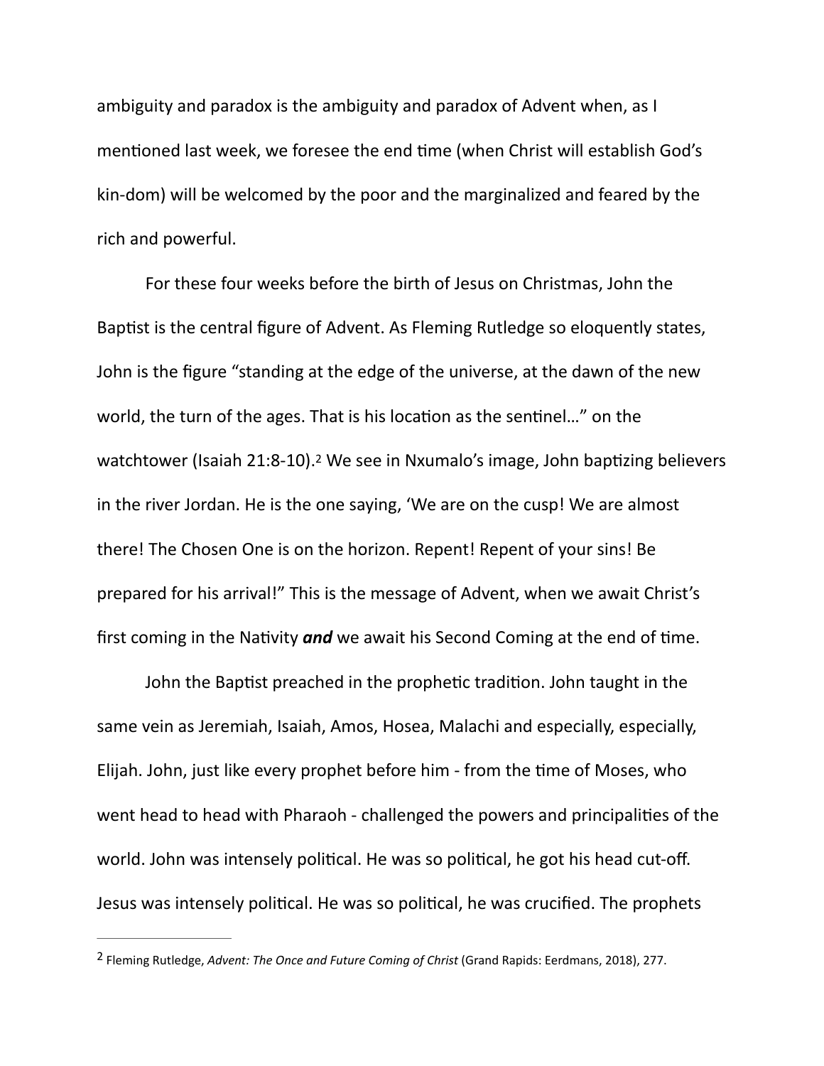ambiguity and paradox is the ambiguity and paradox of Advent when, as I mentioned last week, we foresee the end time (when Christ will establish God's kin-dom) will be welcomed by the poor and the marginalized and feared by the rich and powerful.

For these four weeks before the birth of Jesus on Christmas, John the Baptist is the central figure of Advent. As Fleming Rutledge so eloquently states, John is the figure "standing at the edge of the universe, at the dawn of the new world, the turn of the ages. That is his location as the sentinel…" on the watchtower (Isaiah 21:8-10).[2] We see in Nxumalo's image, John baptizing believers in the river Jordan. He is the one saying, 'We are on the cusp! We are almost there! The Chosen One is on the horizon. Repent! Repent of your sins! Be prepared for his arrival!" This is the message of Advent, when we await Christ's first coming in the Nativity ***and*** we await his Second Coming at the end of time.

John the Baptist preached in the prophetic tradition. John taught in the same vein as Jeremiah, Isaiah, Amos, Hosea, Malachi and especially, especially, Elijah. John, just like every prophet before him - from the time of Moses, who went head to head with Pharaoh - challenged the powers and principalities of the world. John was intensely political. He was so political, he got his head cut-off. Jesus was intensely political. He was so political, he was crucified. The prophets

---

[2] Fleming Rutledge, *Advent: The Once and Future Coming of Christ* (Grand Rapids: Eerdmans, 2018), 277.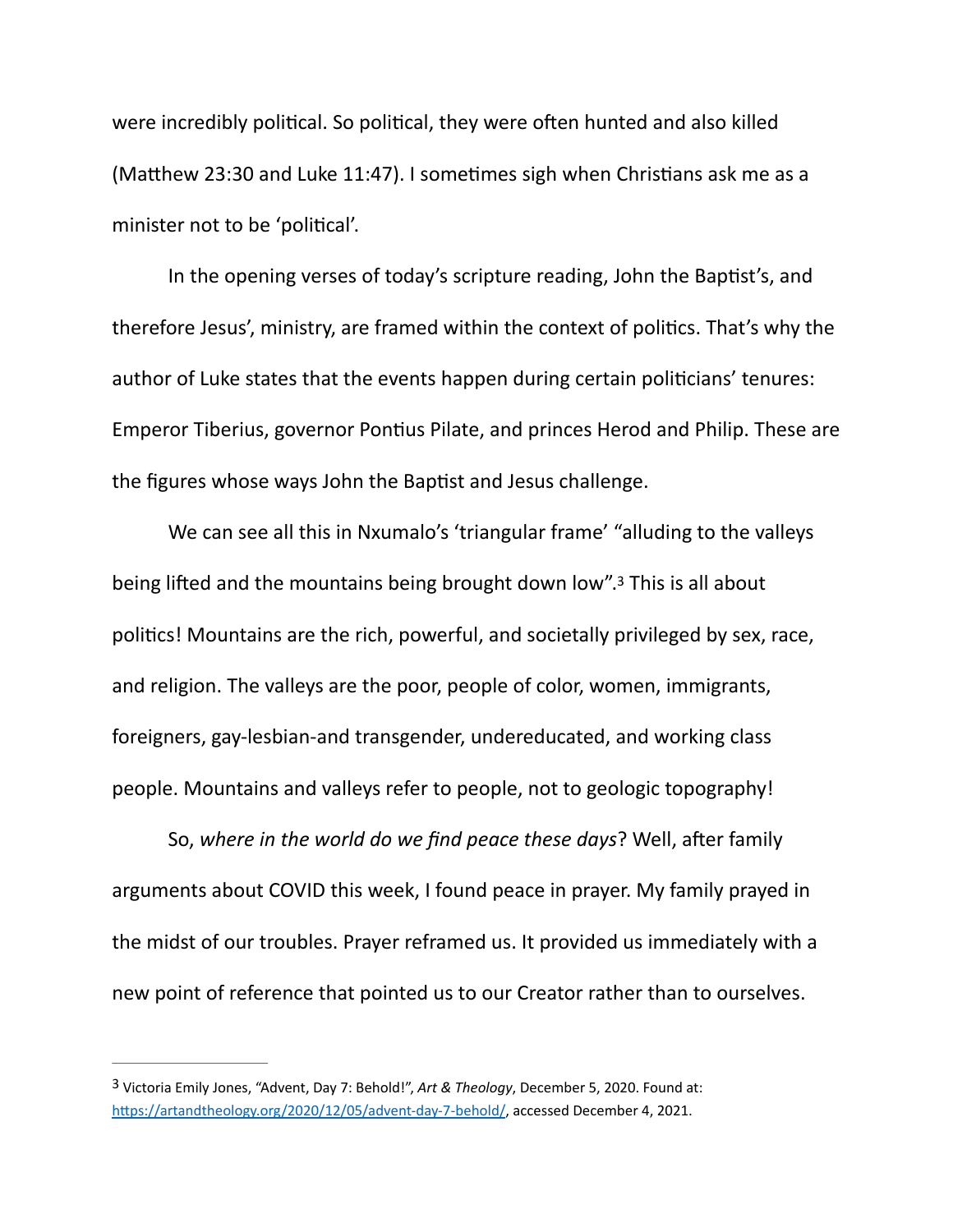were incredibly political. So political, they were often hunted and also killed (Matthew 23:30 and Luke 11:47). I sometimes sigh when Christians ask me as a minister not to be 'political'.

In the opening verses of today's scripture reading, John the Baptist's, and therefore Jesus', ministry, are framed within the context of politics. That's why the author of Luke states that the events happen during certain politicians' tenures: Emperor Tiberius, governor Pontius Pilate, and princes Herod and Philip. These are the figures whose ways John the Baptist and Jesus challenge.

We can see all this in Nxumalo's 'triangular frame' "alluding to the valleys being lifted and the mountains being brought down low".[3] This is all about politics! Mountains are the rich, powerful, and societally privileged by sex, race, and religion. The valleys are the poor, people of color, women, immigrants, foreigners, gay-lesbian-and transgender, undereducated, and working class people. Mountains and valleys refer to people, not to geologic topography!

So, *where in the world do we find peace these days*? Well, after family arguments about COVID this week, I found peace in prayer. My family prayed in the midst of our troubles. Prayer reframed us. It provided us immediately with a new point of reference that pointed us to our Creator rather than to ourselves.

---

[3] Victoria Emily Jones, "Advent, Day 7: Behold!", *Art & Theology*, December 5, 2020. Found at: https://artandtheology.org/2020/12/05/advent-day-7-behold/, accessed December 4, 2021.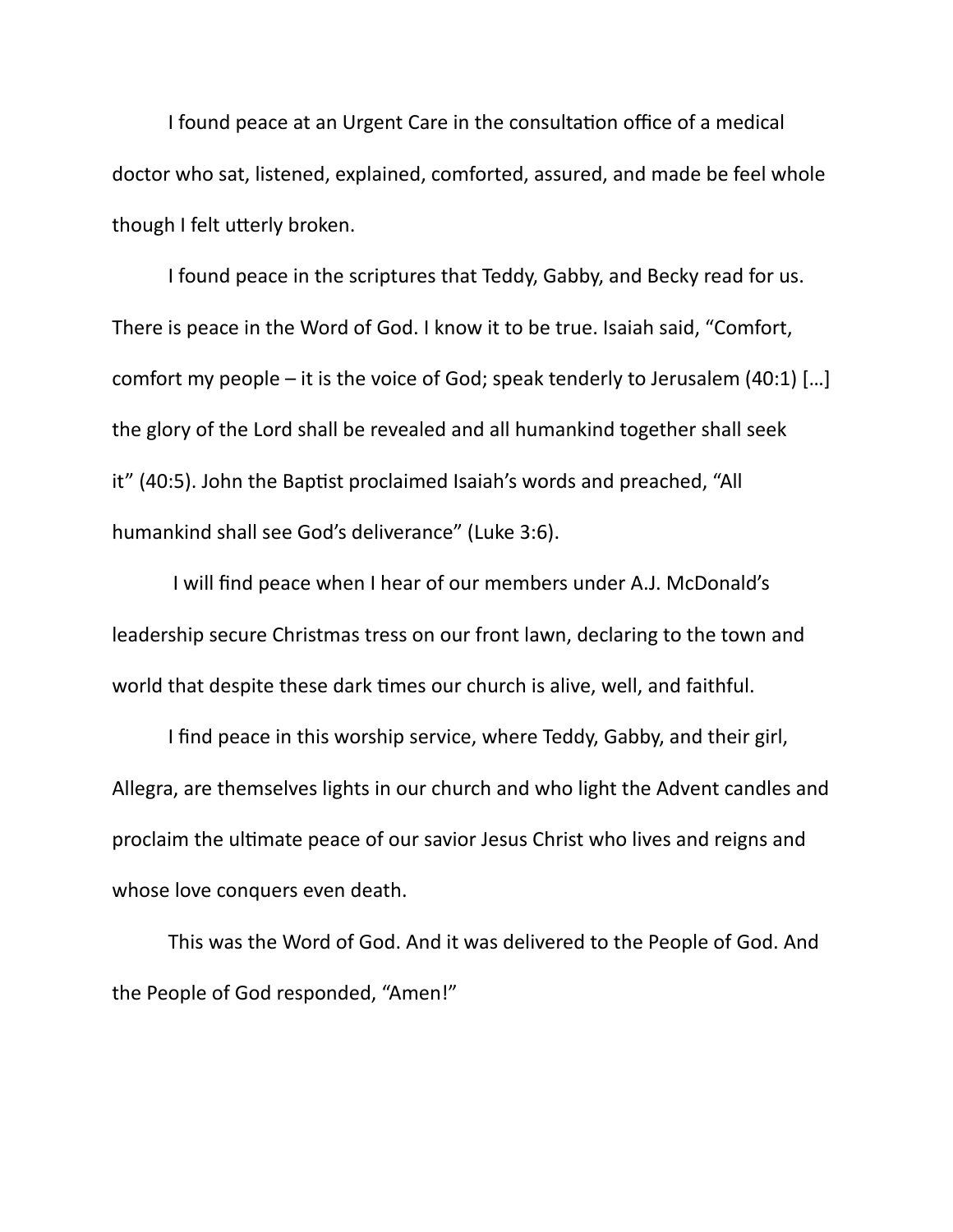I found peace at an Urgent Care in the consultation office of a medical doctor who sat, listened, explained, comforted, assured, and made be feel whole though I felt utterly broken.

I found peace in the scriptures that Teddy, Gabby, and Becky read for us. There is peace in the Word of God. I know it to be true. Isaiah said, "Comfort, comfort my people – it is the voice of God; speak tenderly to Jerusalem (40:1) […] the glory of the Lord shall be revealed and all humankind together shall seek it" (40:5). John the Baptist proclaimed Isaiah's words and preached, "All humankind shall see God's deliverance" (Luke 3:6).

I will find peace when I hear of our members under A.J. McDonald's leadership secure Christmas tress on our front lawn, declaring to the town and world that despite these dark times our church is alive, well, and faithful.

I find peace in this worship service, where Teddy, Gabby, and their girl, Allegra, are themselves lights in our church and who light the Advent candles and proclaim the ultimate peace of our savior Jesus Christ who lives and reigns and whose love conquers even death.

This was the Word of God. And it was delivered to the People of God. And the People of God responded, "Amen!"